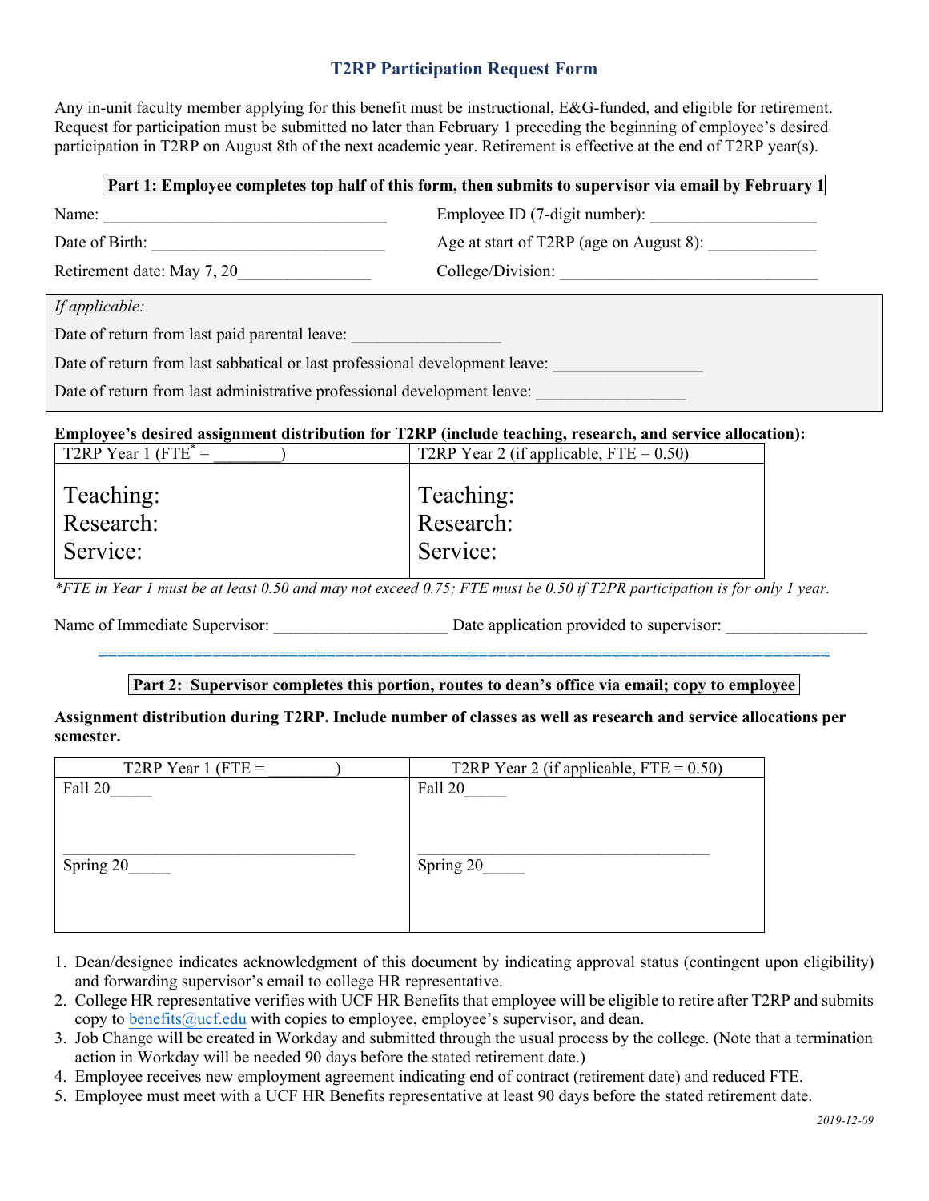# T2RP Participation Request Form

Any in-unit faculty member applying for this benefit must be instructional, E&G-funded, and eligible for retirement. Request for participation must be submitted no later than February 1 preceding the beginning of employee's desired participation in T2RP on August 8th of the next academic year. Retirement is effective at the end of T2RP year(s).

**Part 1: Employee completes top half of this form, then submits to supervisor via email by February 1**

Name: ___________________________________ Employee ID (7-digit number): ____________________

Date of Birth: ____________________________ Age at start of T2RP (age on August 8): _____________

Retirement date: May 7, 20________________ College/Division: _______________________________

*If applicable:*

Date of return from last paid parental leave: _________________

Date of return from last sabbatical or last professional development leave: _________________

Date of return from last administrative professional development leave: _________________

**Employee's desired assignment distribution for T2RP (include teaching, research, and service allocation):**

| T2RP Year 1 (FTE* = ________) | T2RP Year 2 (if applicable, FTE = 0.50) |
|---|---|
| Teaching:<br>Research:<br>Service: | Teaching:<br>Research:<br>Service: |

*\*FTE in Year 1 must be at least 0.50 and may not exceed 0.75; FTE must be 0.50 if T2PR participation is for only 1 year.*

Name of Immediate Supervisor: ____________________ Date application provided to supervisor: ________________

**Part 2: Supervisor completes this portion, routes to dean's office via email; copy to employee**

**Assignment distribution during T2RP. Include number of classes as well as research and service allocations per semester.**

| T2RP Year 1 (FTE = ________) | T2RP Year 2 (if applicable, FTE = 0.50) |
|---|---|
| Fall 20_____ | Fall 20_____ |
| Spring 20_____ | Spring 20_____ |

1. Dean/designee indicates acknowledgment of this document by indicating approval status (contingent upon eligibility) and forwarding supervisor's email to college HR representative.
2. College HR representative verifies with UCF HR Benefits that employee will be eligible to retire after T2RP and submits copy to benefits@ucf.edu with copies to employee, employee's supervisor, and dean.
3. Job Change will be created in Workday and submitted through the usual process by the college. (Note that a termination action in Workday will be needed 90 days before the stated retirement date.)
4. Employee receives new employment agreement indicating end of contract (retirement date) and reduced FTE.
5. Employee must meet with a UCF HR Benefits representative at least 90 days before the stated retirement date.

*2019-12-09*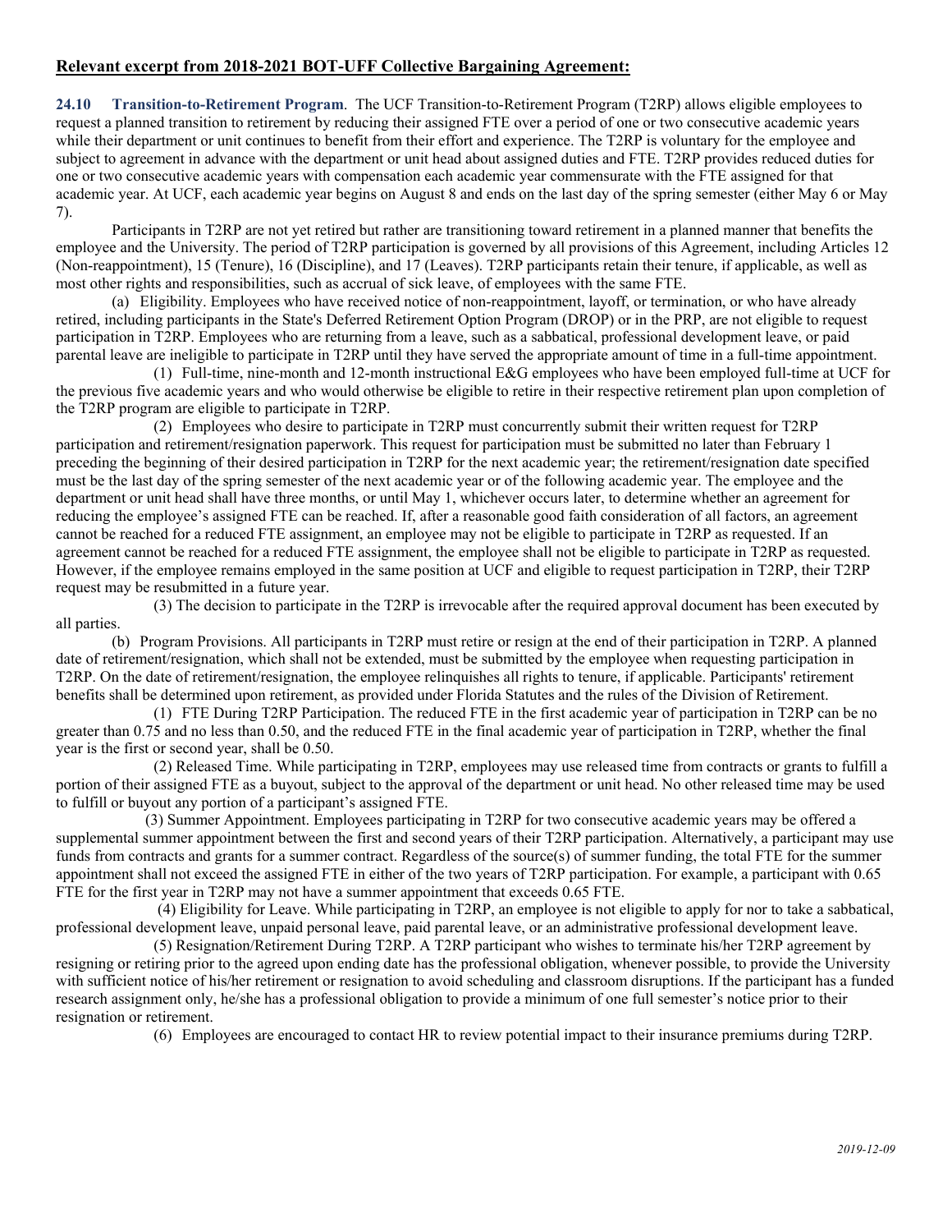**Relevant excerpt from 2018-2021 BOT-UFF Collective Bargaining Agreement:**

**24.10 Transition-to-Retirement Program**. The UCF Transition-to-Retirement Program (T2RP) allows eligible employees to request a planned transition to retirement by reducing their assigned FTE over a period of one or two consecutive academic years while their department or unit continues to benefit from their effort and experience. The T2RP is voluntary for the employee and subject to agreement in advance with the department or unit head about assigned duties and FTE. T2RP provides reduced duties for one or two consecutive academic years with compensation each academic year commensurate with the FTE assigned for that academic year. At UCF, each academic year begins on August 8 and ends on the last day of the spring semester (either May 6 or May 7).

Participants in T2RP are not yet retired but rather are transitioning toward retirement in a planned manner that benefits the employee and the University. The period of T2RP participation is governed by all provisions of this Agreement, including Articles 12 (Non-reappointment), 15 (Tenure), 16 (Discipline), and 17 (Leaves). T2RP participants retain their tenure, if applicable, as well as most other rights and responsibilities, such as accrual of sick leave, of employees with the same FTE.

(a) Eligibility. Employees who have received notice of non-reappointment, layoff, or termination, or who have already retired, including participants in the State's Deferred Retirement Option Program (DROP) or in the PRP, are not eligible to request participation in T2RP. Employees who are returning from a leave, such as a sabbatical, professional development leave, or paid parental leave are ineligible to participate in T2RP until they have served the appropriate amount of time in a full-time appointment.

(1) Full-time, nine-month and 12-month instructional E&G employees who have been employed full-time at UCF for the previous five academic years and who would otherwise be eligible to retire in their respective retirement plan upon completion of the T2RP program are eligible to participate in T2RP.

(2) Employees who desire to participate in T2RP must concurrently submit their written request for T2RP participation and retirement/resignation paperwork. This request for participation must be submitted no later than February 1 preceding the beginning of their desired participation in T2RP for the next academic year; the retirement/resignation date specified must be the last day of the spring semester of the next academic year or of the following academic year. The employee and the department or unit head shall have three months, or until May 1, whichever occurs later, to determine whether an agreement for reducing the employee's assigned FTE can be reached. If, after a reasonable good faith consideration of all factors, an agreement cannot be reached for a reduced FTE assignment, an employee may not be eligible to participate in T2RP as requested. If an agreement cannot be reached for a reduced FTE assignment, the employee shall not be eligible to participate in T2RP as requested. However, if the employee remains employed in the same position at UCF and eligible to request participation in T2RP, their T2RP request may be resubmitted in a future year.

(3) The decision to participate in the T2RP is irrevocable after the required approval document has been executed by all parties.

(b) Program Provisions. All participants in T2RP must retire or resign at the end of their participation in T2RP. A planned date of retirement/resignation, which shall not be extended, must be submitted by the employee when requesting participation in T2RP. On the date of retirement/resignation, the employee relinquishes all rights to tenure, if applicable. Participants' retirement benefits shall be determined upon retirement, as provided under Florida Statutes and the rules of the Division of Retirement.

(1) FTE During T2RP Participation. The reduced FTE in the first academic year of participation in T2RP can be no greater than 0.75 and no less than 0.50, and the reduced FTE in the final academic year of participation in T2RP, whether the final year is the first or second year, shall be 0.50.

(2) Released Time. While participating in T2RP, employees may use released time from contracts or grants to fulfill a portion of their assigned FTE as a buyout, subject to the approval of the department or unit head. No other released time may be used to fulfill or buyout any portion of a participant's assigned FTE.

(3) Summer Appointment. Employees participating in T2RP for two consecutive academic years may be offered a supplemental summer appointment between the first and second years of their T2RP participation. Alternatively, a participant may use funds from contracts and grants for a summer contract. Regardless of the source(s) of summer funding, the total FTE for the summer appointment shall not exceed the assigned FTE in either of the two years of T2RP participation. For example, a participant with 0.65 FTE for the first year in T2RP may not have a summer appointment that exceeds 0.65 FTE.

(4) Eligibility for Leave. While participating in T2RP, an employee is not eligible to apply for nor to take a sabbatical, professional development leave, unpaid personal leave, paid parental leave, or an administrative professional development leave.

(5) Resignation/Retirement During T2RP. A T2RP participant who wishes to terminate his/her T2RP agreement by resigning or retiring prior to the agreed upon ending date has the professional obligation, whenever possible, to provide the University with sufficient notice of his/her retirement or resignation to avoid scheduling and classroom disruptions. If the participant has a funded research assignment only, he/she has a professional obligation to provide a minimum of one full semester's notice prior to their resignation or retirement.

(6) Employees are encouraged to contact HR to review potential impact to their insurance premiums during T2RP.

*2019-12-09*